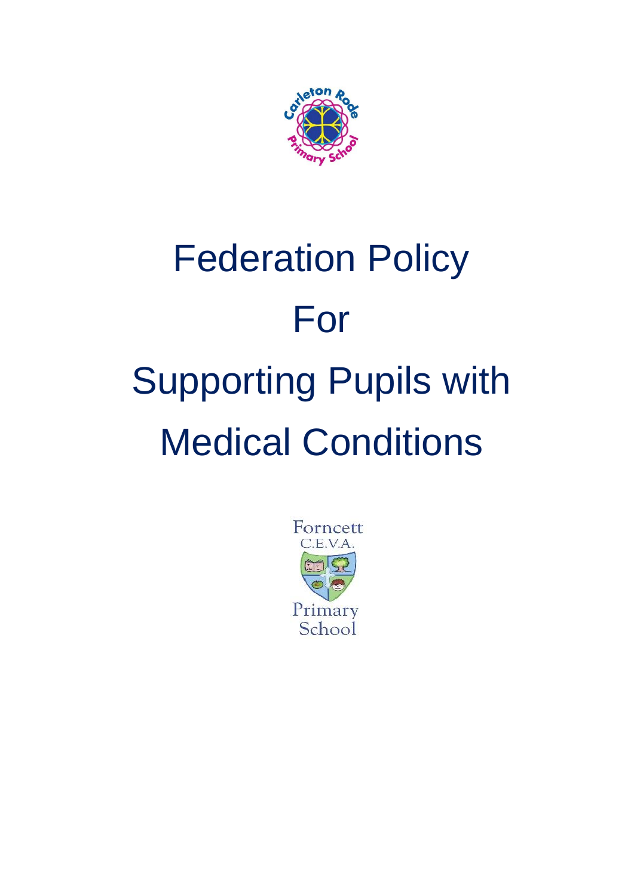# Federation Policy

# For

# Supporting Pupils with Medical Conditions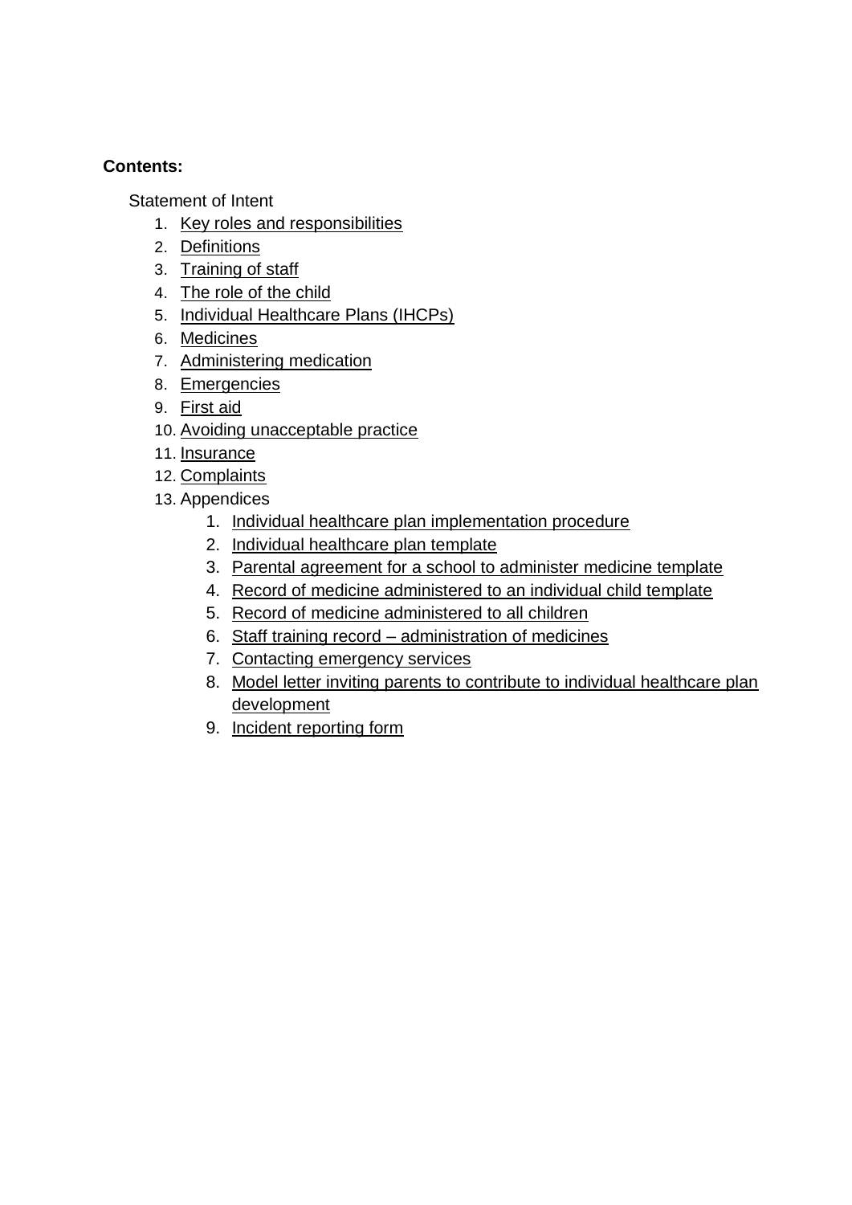**Contents:**

Statement of Intent

1. Key roles and responsibilities
2. Definitions
3. Training of staff
4. The role of the child
5. Individual Healthcare Plans (IHCPs)
6. Medicines
7. Administering medication
8. Emergencies
9. First aid
10. Avoiding unacceptable practice
11. Insurance
12. Complaints
13. Appendices
    1. Individual healthcare plan implementation procedure
    2. Individual healthcare plan template
    3. Parental agreement for a school to administer medicine template
    4. Record of medicine administered to an individual child template
    5. Record of medicine administered to all children
    6. Staff training record – administration of medicines
    7. Contacting emergency services
    8. Model letter inviting parents to contribute to individual healthcare plan development
    9. Incident reporting form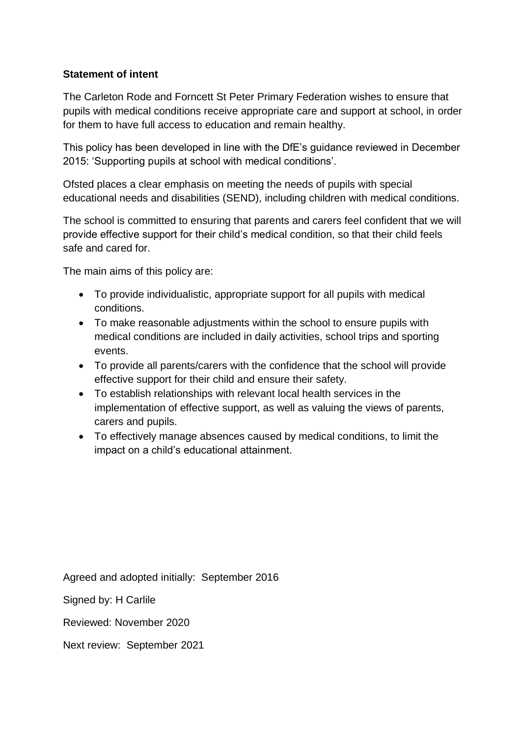**Statement of intent**

The Carleton Rode and Forncett St Peter Primary Federation wishes to ensure that pupils with medical conditions receive appropriate care and support at school, in order for them to have full access to education and remain healthy.

This policy has been developed in line with the DfE's guidance reviewed in December 2015: 'Supporting pupils at school with medical conditions'.

Ofsted places a clear emphasis on meeting the needs of pupils with special educational needs and disabilities (SEND), including children with medical conditions.

The school is committed to ensuring that parents and carers feel confident that we will provide effective support for their child's medical condition, so that their child feels safe and cared for.

The main aims of this policy are:

- To provide individualistic, appropriate support for all pupils with medical conditions.
- To make reasonable adjustments within the school to ensure pupils with medical conditions are included in daily activities, school trips and sporting events.
- To provide all parents/carers with the confidence that the school will provide effective support for their child and ensure their safety.
- To establish relationships with relevant local health services in the implementation of effective support, as well as valuing the views of parents, carers and pupils.
- To effectively manage absences caused by medical conditions, to limit the impact on a child's educational attainment.

Agreed and adopted initially: September 2016

Signed by: H Carlile

Reviewed: November 2020

Next review: September 2021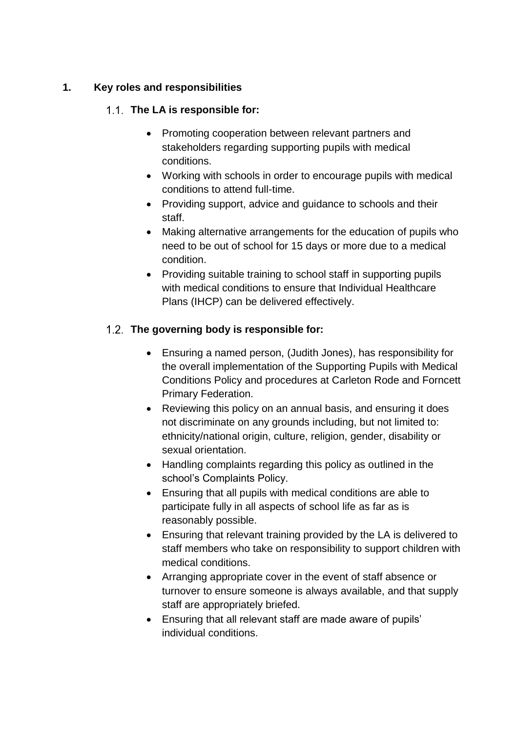## 1. Key roles and responsibilities

### 1.1. The LA is responsible for:

- Promoting cooperation between relevant partners and stakeholders regarding supporting pupils with medical conditions.
- Working with schools in order to encourage pupils with medical conditions to attend full-time.
- Providing support, advice and guidance to schools and their staff.
- Making alternative arrangements for the education of pupils who need to be out of school for 15 days or more due to a medical condition.
- Providing suitable training to school staff in supporting pupils with medical conditions to ensure that Individual Healthcare Plans (IHCP) can be delivered effectively.

### 1.2. The governing body is responsible for:

- Ensuring a named person, (Judith Jones), has responsibility for the overall implementation of the Supporting Pupils with Medical Conditions Policy and procedures at Carleton Rode and Forncett Primary Federation.
- Reviewing this policy on an annual basis, and ensuring it does not discriminate on any grounds including, but not limited to: ethnicity/national origin, culture, religion, gender, disability or sexual orientation.
- Handling complaints regarding this policy as outlined in the school's Complaints Policy.
- Ensuring that all pupils with medical conditions are able to participate fully in all aspects of school life as far as is reasonably possible.
- Ensuring that relevant training provided by the LA is delivered to staff members who take on responsibility to support children with medical conditions.
- Arranging appropriate cover in the event of staff absence or turnover to ensure someone is always available, and that supply staff are appropriately briefed.
- Ensuring that all relevant staff are made aware of pupils' individual conditions.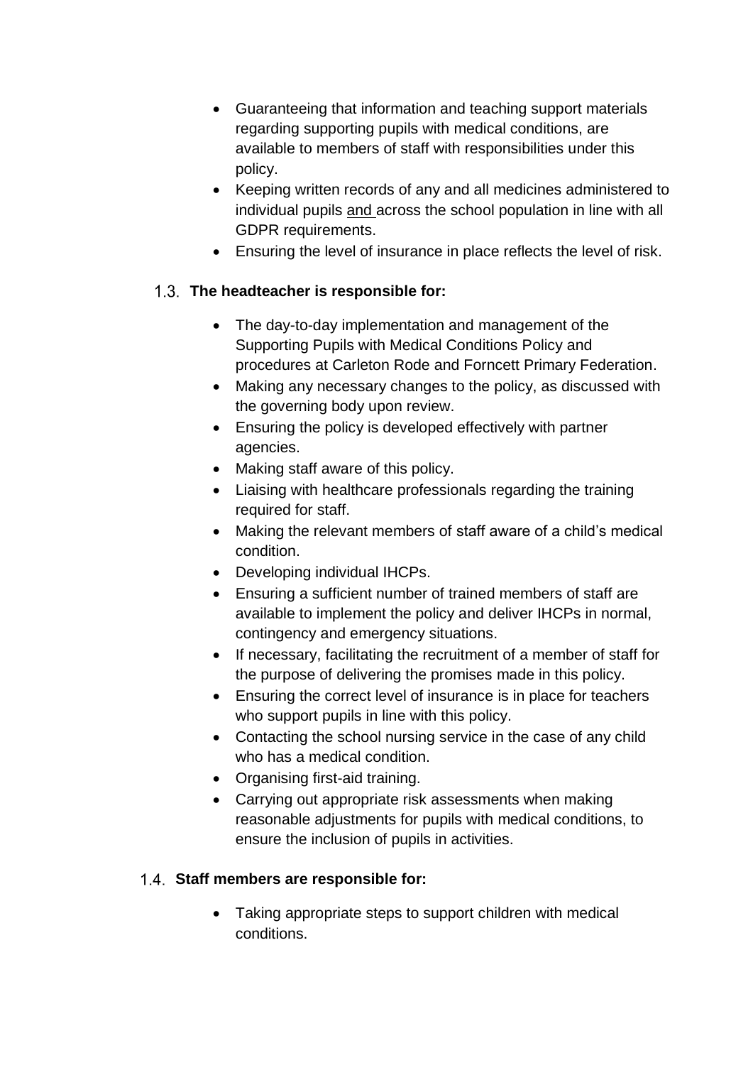- Guaranteeing that information and teaching support materials regarding supporting pupils with medical conditions, are available to members of staff with responsibilities under this policy.
- Keeping written records of any and all medicines administered to individual pupils <u>and</u> across the school population in line with all GDPR requirements.
- Ensuring the level of insurance in place reflects the level of risk.

### 1.3. The headteacher is responsible for:

- The day-to-day implementation and management of the Supporting Pupils with Medical Conditions Policy and procedures at Carleton Rode and Forncett Primary Federation.
- Making any necessary changes to the policy, as discussed with the governing body upon review.
- Ensuring the policy is developed effectively with partner agencies.
- Making staff aware of this policy.
- Liaising with healthcare professionals regarding the training required for staff.
- Making the relevant members of staff aware of a child's medical condition.
- Developing individual IHCPs.
- Ensuring a sufficient number of trained members of staff are available to implement the policy and deliver IHCPs in normal, contingency and emergency situations.
- If necessary, facilitating the recruitment of a member of staff for the purpose of delivering the promises made in this policy.
- Ensuring the correct level of insurance is in place for teachers who support pupils in line with this policy.
- Contacting the school nursing service in the case of any child who has a medical condition.
- Organising first-aid training.
- Carrying out appropriate risk assessments when making reasonable adjustments for pupils with medical conditions, to ensure the inclusion of pupils in activities.

### 1.4. Staff members are responsible for:

- Taking appropriate steps to support children with medical conditions.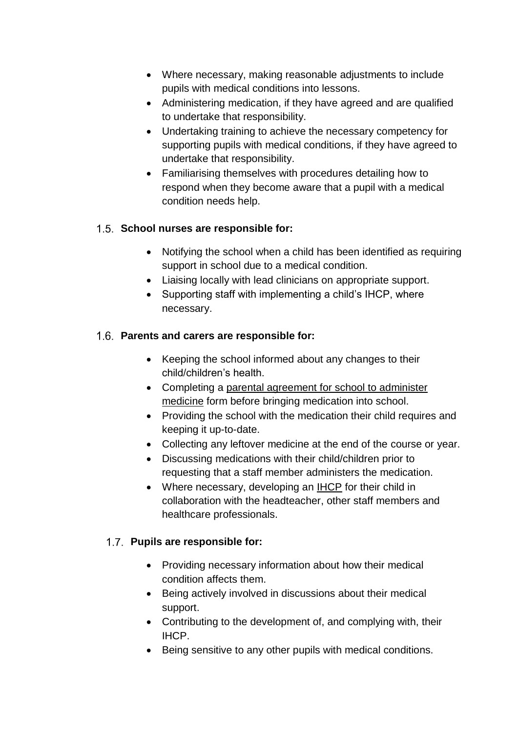- Where necessary, making reasonable adjustments to include pupils with medical conditions into lessons.
- Administering medication, if they have agreed and are qualified to undertake that responsibility.
- Undertaking training to achieve the necessary competency for supporting pupils with medical conditions, if they have agreed to undertake that responsibility.
- Familiarising themselves with procedures detailing how to respond when they become aware that a pupil with a medical condition needs help.

### 1.5. School nurses are responsible for:

- Notifying the school when a child has been identified as requiring support in school due to a medical condition.
- Liaising locally with lead clinicians on appropriate support.
- Supporting staff with implementing a child's IHCP, where necessary.

### 1.6. Parents and carers are responsible for:

- Keeping the school informed about any changes to their child/children's health.
- Completing a parental agreement for school to administer medicine form before bringing medication into school.
- Providing the school with the medication their child requires and keeping it up-to-date.
- Collecting any leftover medicine at the end of the course or year.
- Discussing medications with their child/children prior to requesting that a staff member administers the medication.
- Where necessary, developing an IHCP for their child in collaboration with the headteacher, other staff members and healthcare professionals.

### 1.7. Pupils are responsible for:

- Providing necessary information about how their medical condition affects them.
- Being actively involved in discussions about their medical support.
- Contributing to the development of, and complying with, their IHCP.
- Being sensitive to any other pupils with medical conditions.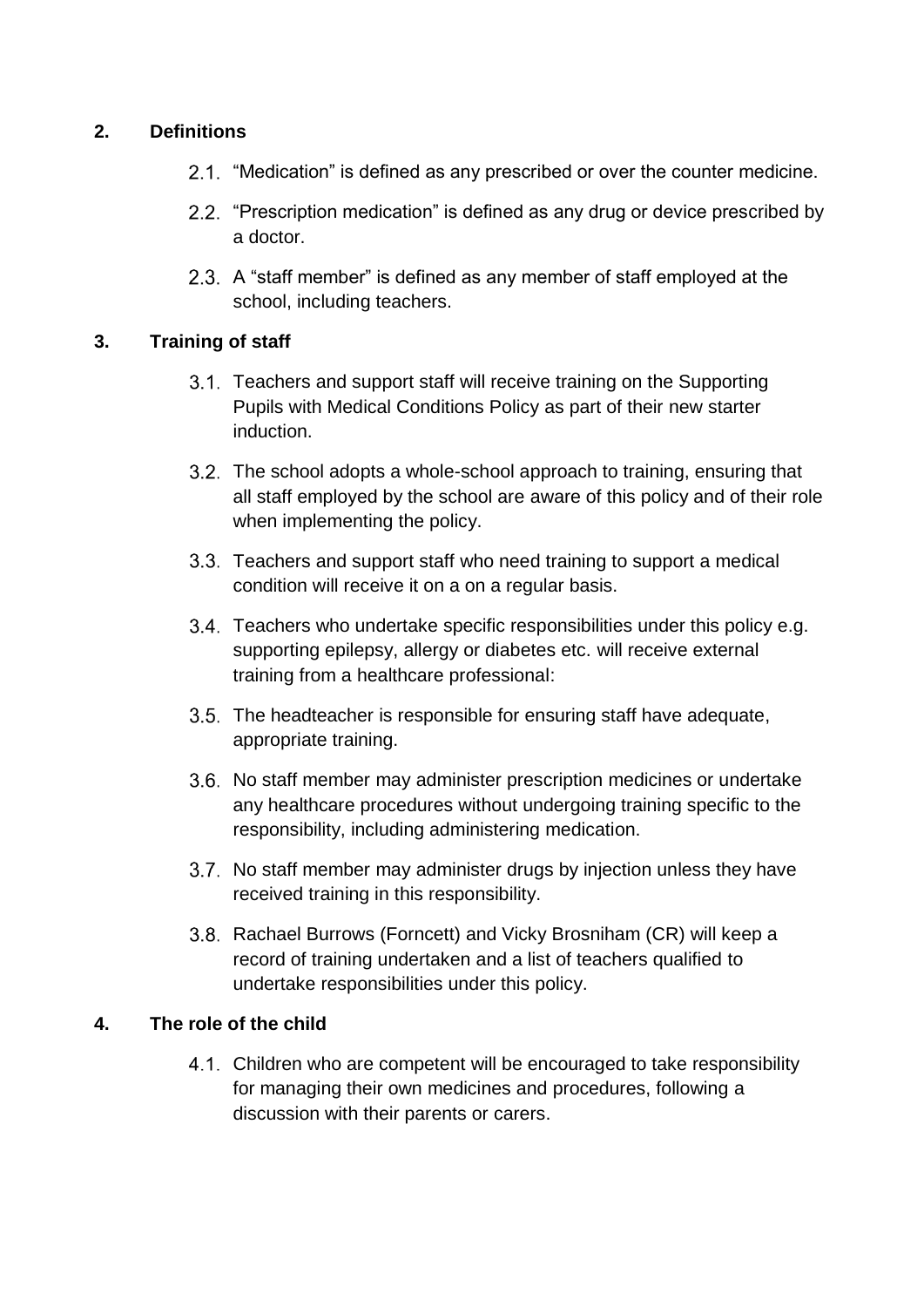## 2. Definitions

2.1. "Medication" is defined as any prescribed or over the counter medicine.

2.2. "Prescription medication" is defined as any drug or device prescribed by a doctor.

2.3. A "staff member" is defined as any member of staff employed at the school, including teachers.

## 3. Training of staff

3.1. Teachers and support staff will receive training on the Supporting Pupils with Medical Conditions Policy as part of their new starter induction.

3.2. The school adopts a whole-school approach to training, ensuring that all staff employed by the school are aware of this policy and of their role when implementing the policy.

3.3. Teachers and support staff who need training to support a medical condition will receive it on a on a regular basis.

3.4. Teachers who undertake specific responsibilities under this policy e.g. supporting epilepsy, allergy or diabetes etc. will receive external training from a healthcare professional:

3.5. The headteacher is responsible for ensuring staff have adequate, appropriate training.

3.6. No staff member may administer prescription medicines or undertake any healthcare procedures without undergoing training specific to the responsibility, including administering medication.

3.7. No staff member may administer drugs by injection unless they have received training in this responsibility.

3.8. Rachael Burrows (Forncett) and Vicky Brosniham (CR) will keep a record of training undertaken and a list of teachers qualified to undertake responsibilities under this policy.

## 4. The role of the child

4.1. Children who are competent will be encouraged to take responsibility for managing their own medicines and procedures, following a discussion with their parents or carers.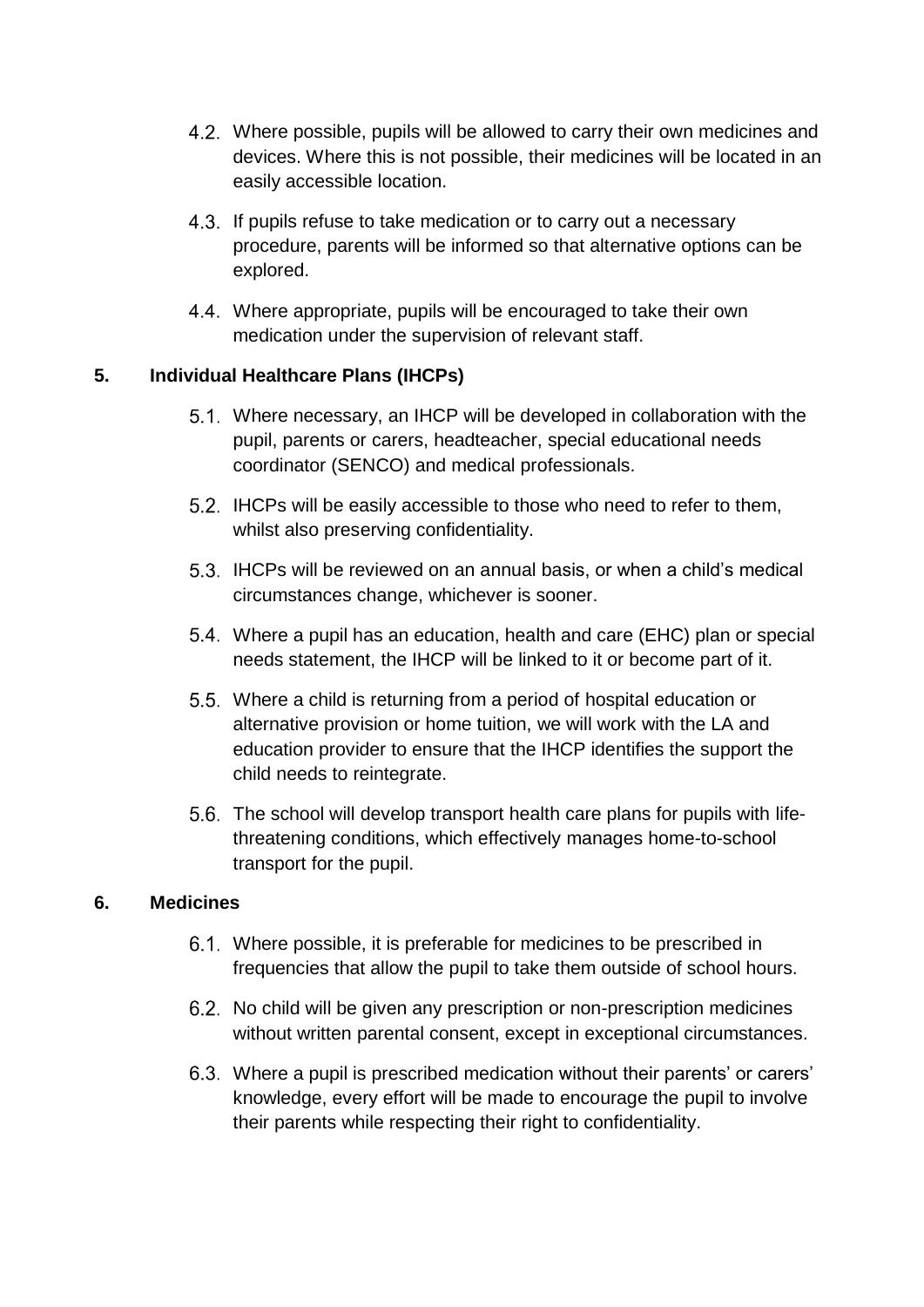4.2. Where possible, pupils will be allowed to carry their own medicines and devices. Where this is not possible, their medicines will be located in an easily accessible location.

4.3. If pupils refuse to take medication or to carry out a necessary procedure, parents will be informed so that alternative options can be explored.

4.4. Where appropriate, pupils will be encouraged to take their own medication under the supervision of relevant staff.

## 5. Individual Healthcare Plans (IHCPs)

5.1. Where necessary, an IHCP will be developed in collaboration with the pupil, parents or carers, headteacher, special educational needs coordinator (SENCO) and medical professionals.

5.2. IHCPs will be easily accessible to those who need to refer to them, whilst also preserving confidentiality.

5.3. IHCPs will be reviewed on an annual basis, or when a child's medical circumstances change, whichever is sooner.

5.4. Where a pupil has an education, health and care (EHC) plan or special needs statement, the IHCP will be linked to it or become part of it.

5.5. Where a child is returning from a period of hospital education or alternative provision or home tuition, we will work with the LA and education provider to ensure that the IHCP identifies the support the child needs to reintegrate.

5.6. The school will develop transport health care plans for pupils with life-threatening conditions, which effectively manages home-to-school transport for the pupil.

## 6. Medicines

6.1. Where possible, it is preferable for medicines to be prescribed in frequencies that allow the pupil to take them outside of school hours.

6.2. No child will be given any prescription or non-prescription medicines without written parental consent, except in exceptional circumstances.

6.3. Where a pupil is prescribed medication without their parents' or carers' knowledge, every effort will be made to encourage the pupil to involve their parents while respecting their right to confidentiality.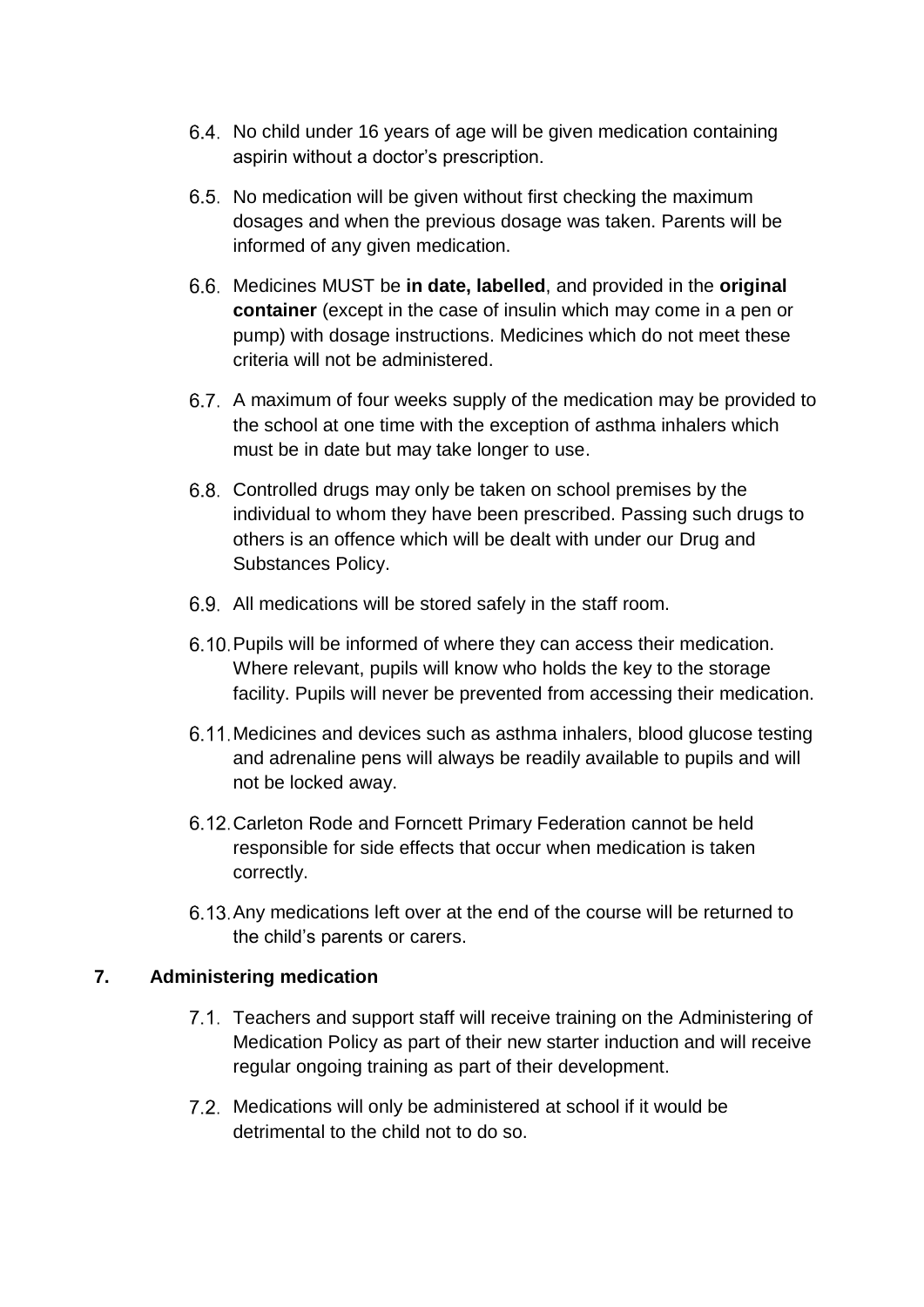6.4. No child under 16 years of age will be given medication containing aspirin without a doctor's prescription.

6.5. No medication will be given without first checking the maximum dosages and when the previous dosage was taken. Parents will be informed of any given medication.

6.6. Medicines MUST be **in date, labelled**, and provided in the **original container** (except in the case of insulin which may come in a pen or pump) with dosage instructions. Medicines which do not meet these criteria will not be administered.

6.7. A maximum of four weeks supply of the medication may be provided to the school at one time with the exception of asthma inhalers which must be in date but may take longer to use.

6.8. Controlled drugs may only be taken on school premises by the individual to whom they have been prescribed. Passing such drugs to others is an offence which will be dealt with under our Drug and Substances Policy.

6.9. All medications will be stored safely in the staff room.

6.10. Pupils will be informed of where they can access their medication. Where relevant, pupils will know who holds the key to the storage facility. Pupils will never be prevented from accessing their medication.

6.11. Medicines and devices such as asthma inhalers, blood glucose testing and adrenaline pens will always be readily available to pupils and will not be locked away.

6.12. Carleton Rode and Forncett Primary Federation cannot be held responsible for side effects that occur when medication is taken correctly.

6.13. Any medications left over at the end of the course will be returned to the child's parents or carers.

## 7. Administering medication

7.1. Teachers and support staff will receive training on the Administering of Medication Policy as part of their new starter induction and will receive regular ongoing training as part of their development.

7.2. Medications will only be administered at school if it would be detrimental to the child not to do so.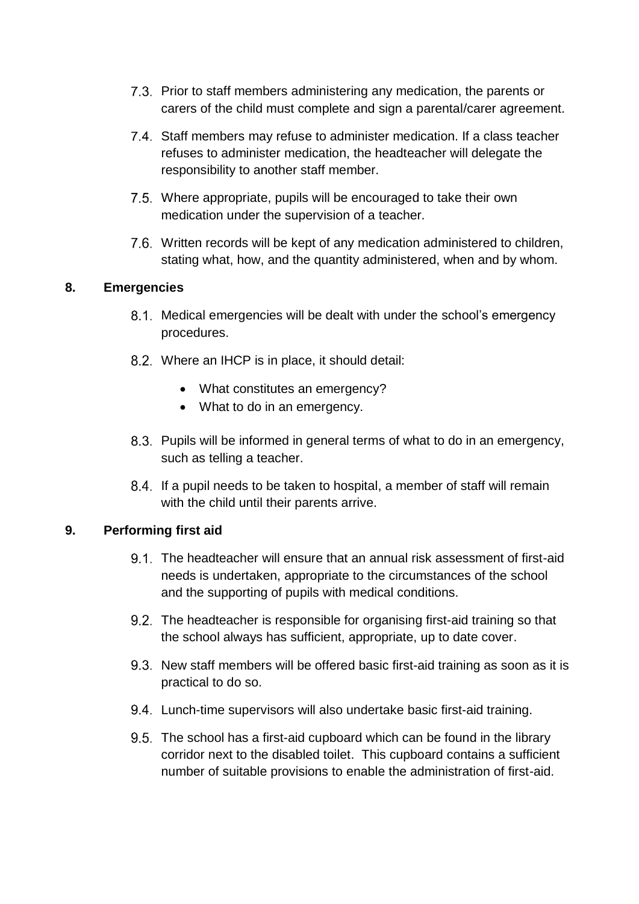7.3. Prior to staff members administering any medication, the parents or carers of the child must complete and sign a parental/carer agreement.

7.4. Staff members may refuse to administer medication. If a class teacher refuses to administer medication, the headteacher will delegate the responsibility to another staff member.

7.5. Where appropriate, pupils will be encouraged to take their own medication under the supervision of a teacher.

7.6. Written records will be kept of any medication administered to children, stating what, how, and the quantity administered, when and by whom.

## 8. Emergencies

8.1. Medical emergencies will be dealt with under the school's emergency procedures.

8.2. Where an IHCP is in place, it should detail:

- What constitutes an emergency?
- What to do in an emergency.

8.3. Pupils will be informed in general terms of what to do in an emergency, such as telling a teacher.

8.4. If a pupil needs to be taken to hospital, a member of staff will remain with the child until their parents arrive.

## 9. Performing first aid

9.1. The headteacher will ensure that an annual risk assessment of first-aid needs is undertaken, appropriate to the circumstances of the school and the supporting of pupils with medical conditions.

9.2. The headteacher is responsible for organising first-aid training so that the school always has sufficient, appropriate, up to date cover.

9.3. New staff members will be offered basic first-aid training as soon as it is practical to do so.

9.4. Lunch-time supervisors will also undertake basic first-aid training.

9.5. The school has a first-aid cupboard which can be found in the library corridor next to the disabled toilet. This cupboard contains a sufficient number of suitable provisions to enable the administration of first-aid.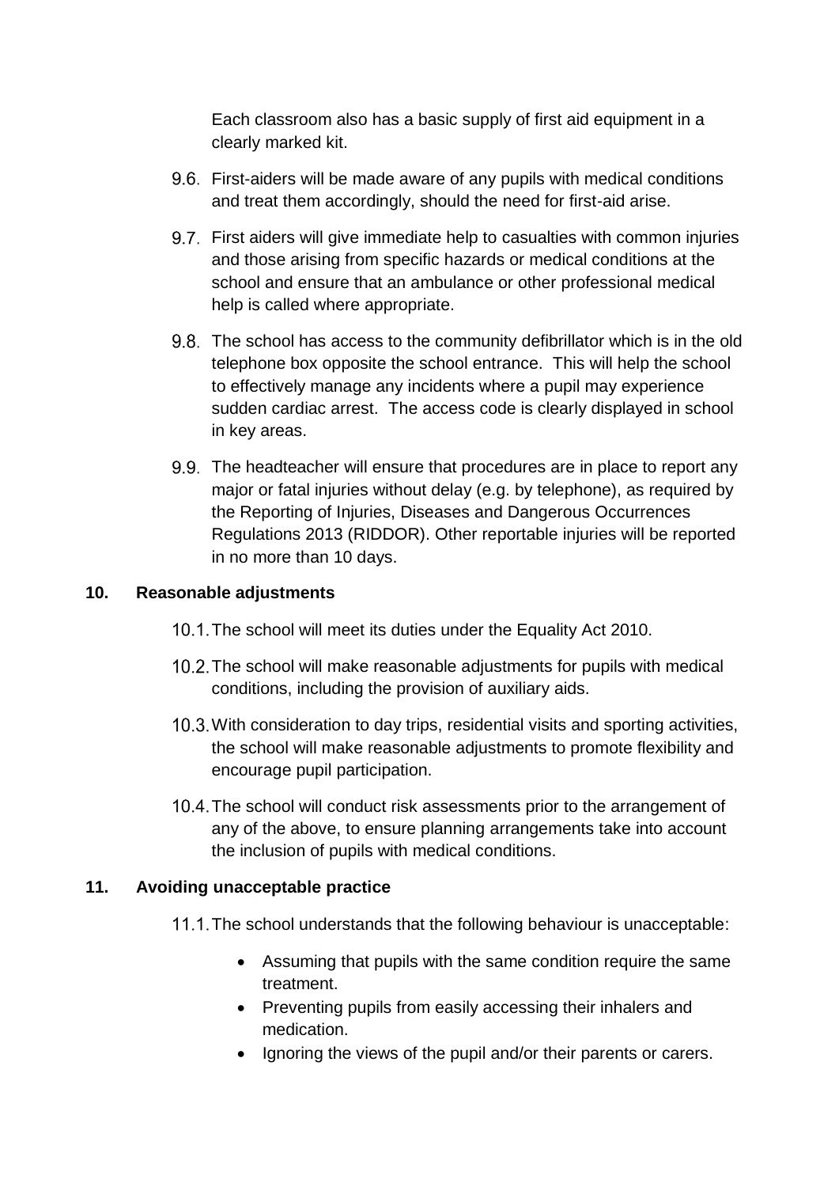Each classroom also has a basic supply of first aid equipment in a clearly marked kit.

9.6. First-aiders will be made aware of any pupils with medical conditions and treat them accordingly, should the need for first-aid arise.

9.7. First aiders will give immediate help to casualties with common injuries and those arising from specific hazards or medical conditions at the school and ensure that an ambulance or other professional medical help is called where appropriate.

9.8. The school has access to the community defibrillator which is in the old telephone box opposite the school entrance. This will help the school to effectively manage any incidents where a pupil may experience sudden cardiac arrest. The access code is clearly displayed in school in key areas.

9.9. The headteacher will ensure that procedures are in place to report any major or fatal injuries without delay (e.g. by telephone), as required by the Reporting of Injuries, Diseases and Dangerous Occurrences Regulations 2013 (RIDDOR). Other reportable injuries will be reported in no more than 10 days.

## 10. Reasonable adjustments

10.1. The school will meet its duties under the Equality Act 2010.

10.2. The school will make reasonable adjustments for pupils with medical conditions, including the provision of auxiliary aids.

10.3. With consideration to day trips, residential visits and sporting activities, the school will make reasonable adjustments to promote flexibility and encourage pupil participation.

10.4. The school will conduct risk assessments prior to the arrangement of any of the above, to ensure planning arrangements take into account the inclusion of pupils with medical conditions.

## 11. Avoiding unacceptable practice

11.1. The school understands that the following behaviour is unacceptable:

- Assuming that pupils with the same condition require the same treatment.
- Preventing pupils from easily accessing their inhalers and medication.
- Ignoring the views of the pupil and/or their parents or carers.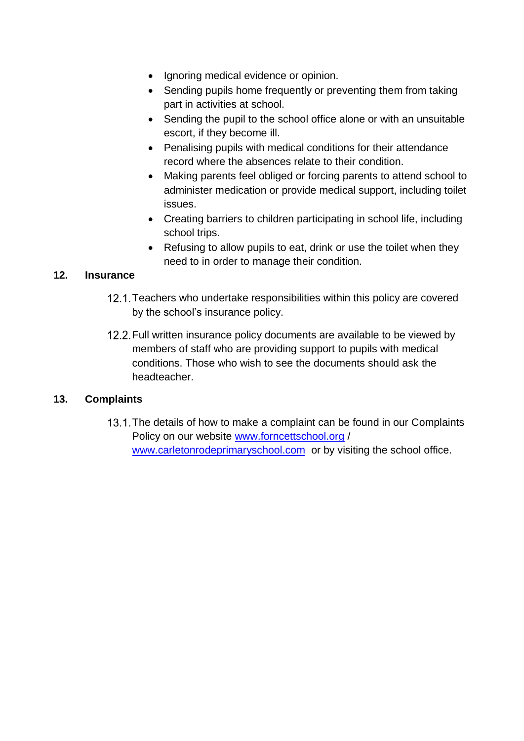- Ignoring medical evidence or opinion.
- Sending pupils home frequently or preventing them from taking part in activities at school.
- Sending the pupil to the school office alone or with an unsuitable escort, if they become ill.
- Penalising pupils with medical conditions for their attendance record where the absences relate to their condition.
- Making parents feel obliged or forcing parents to attend school to administer medication or provide medical support, including toilet issues.
- Creating barriers to children participating in school life, including school trips.
- Refusing to allow pupils to eat, drink or use the toilet when they need to in order to manage their condition.

## 12. Insurance

12.1. Teachers who undertake responsibilities within this policy are covered by the school's insurance policy.

12.2. Full written insurance policy documents are available to be viewed by members of staff who are providing support to pupils with medical conditions. Those who wish to see the documents should ask the headteacher.

## 13. Complaints

13.1. The details of how to make a complaint can be found in our Complaints Policy on our website [www.forncettschool.org](http://www.forncettschool.org) / [www.carletonrodeprimaryschool.com](http://www.carletonrodeprimaryschool.com) or by visiting the school office.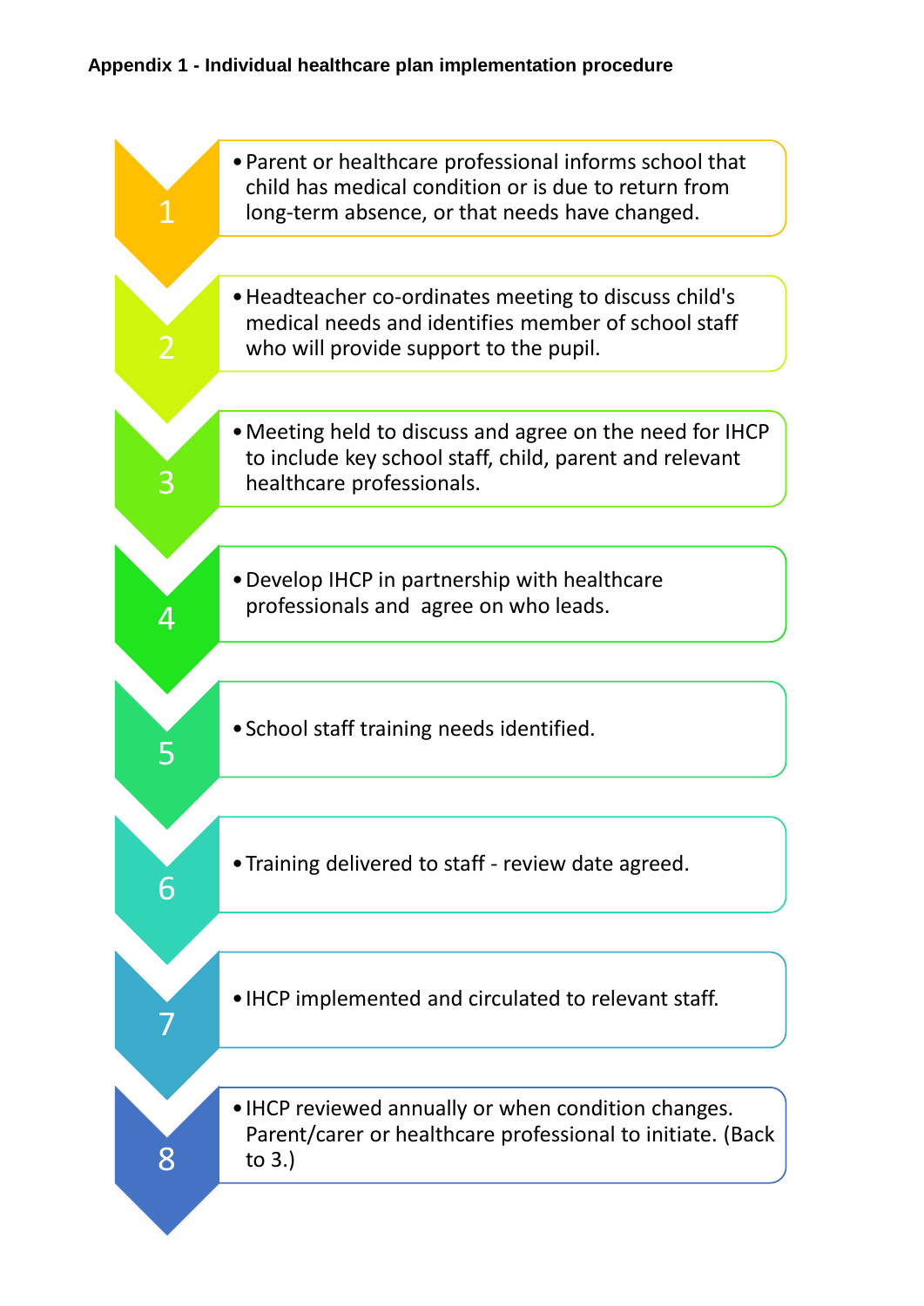**Appendix 1 - Individual healthcare plan implementation procedure**

1. Parent or healthcare professional informs school that child has medical condition or is due to return from long-term absence, or that needs have changed.
2. Headteacher co-ordinates meeting to discuss child's medical needs and identifies member of school staff who will provide support to the pupil.
3. Meeting held to discuss and agree on the need for IHCP to include key school staff, child, parent and relevant healthcare professionals.
4. Develop IHCP in partnership with healthcare professionals and agree on who leads.
5. School staff training needs identified.
6. Training delivered to staff - review date agreed.
7. IHCP implemented and circulated to relevant staff.
8. IHCP reviewed annually or when condition changes. Parent/carer or healthcare professional to initiate. (Back to 3.)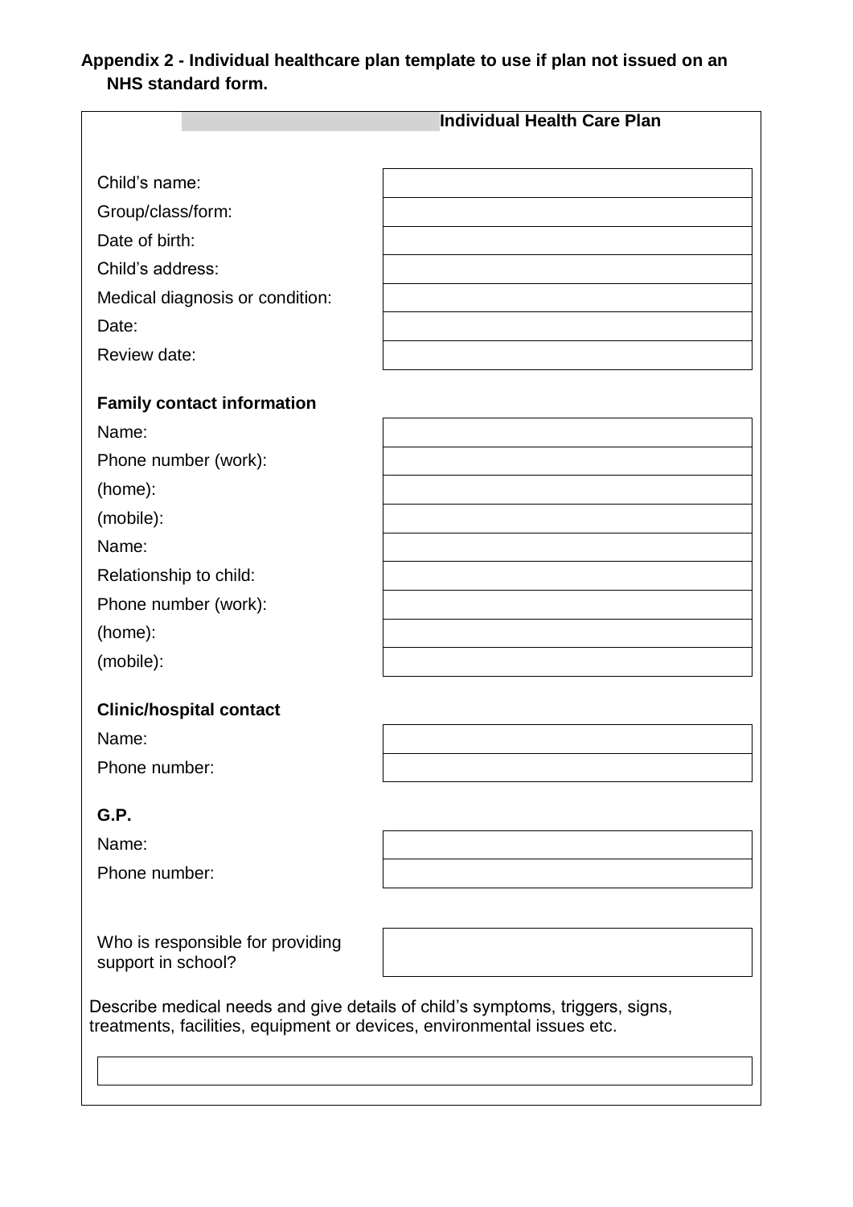**Appendix 2 - Individual healthcare plan template to use if plan not issued on an NHS standard form.**

## Individual Health Care Plan

| | |
|---|---|
| Child's name: | |
| Group/class/form: | |
| Date of birth: | |
| Child's address: | |
| Medical diagnosis or condition: | |
| Date: | |
| Review date: | |

**Family contact information**

| | |
|---|---|
| Name: | |
| Phone number (work): | |
| (home): | |
| (mobile): | |
| Name: | |
| Relationship to child: | |
| Phone number (work): | |
| (home): | |
| (mobile): | |

**Clinic/hospital contact**

| | |
|---|---|
| Name: | |
| Phone number: | |

**G.P.**

| | |
|---|---|
| Name: | |
| Phone number: | |

| | |
|---|---|
| Who is responsible for providing support in school? | |

Describe medical needs and give details of child's symptoms, triggers, signs, treatments, facilities, equipment or devices, environmental issues etc.

| |
|---|
| |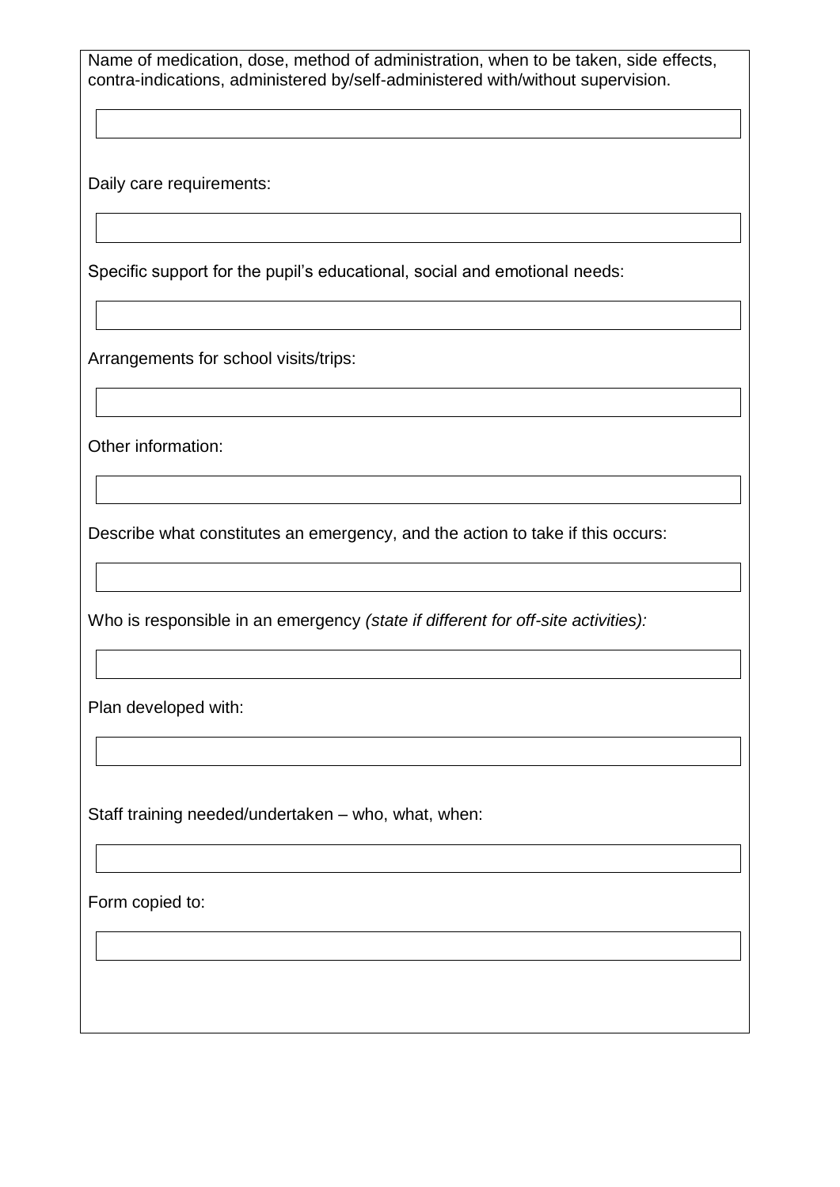Name of medication, dose, method of administration, when to be taken, side effects, contra-indications, administered by/self-administered with/without supervision.

Daily care requirements:

Specific support for the pupil's educational, social and emotional needs:

Arrangements for school visits/trips:

Other information:

Describe what constitutes an emergency, and the action to take if this occurs:

Who is responsible in an emergency *(state if different for off-site activities):*

Plan developed with:

Staff training needed/undertaken – who, what, when:

Form copied to: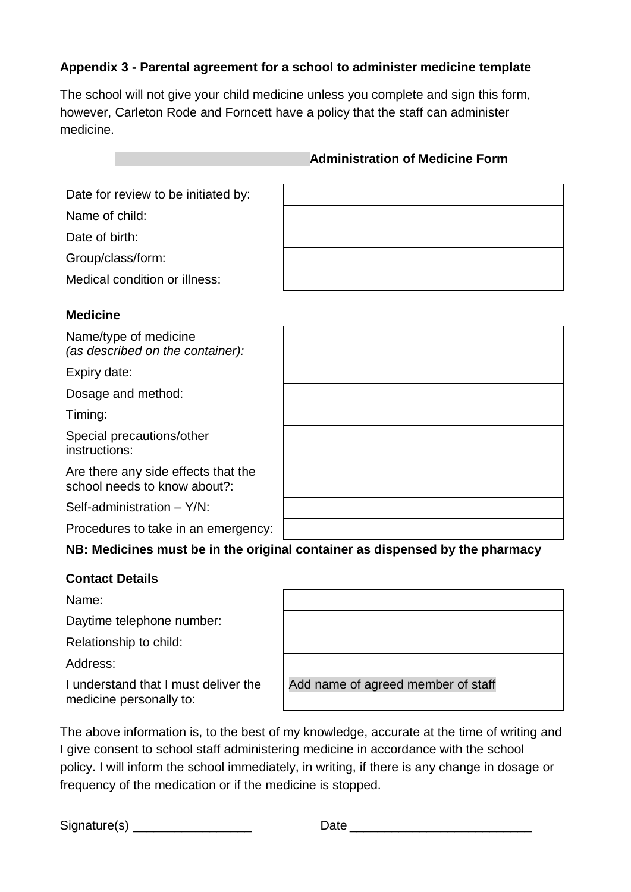**Appendix 3 - Parental agreement for a school to administer medicine template**

The school will not give your child medicine unless you complete and sign this form, however, Carleton Rode and Forncett have a policy that the staff can administer medicine.

**Administration of Medicine Form**

| | |
|---|---|
| Date for review to be initiated by: | |
| Name of child: | |
| Date of birth: | |
| Group/class/form: | |
| Medical condition or illness: | |

**Medicine**

| | |
|---|---|
| Name/type of medicine *(as described on the container):* | |
| Expiry date: | |
| Dosage and method: | |
| Timing: | |
| Special precautions/other instructions: | |
| Are there any side effects that the school needs to know about?: | |
| Self-administration – Y/N: | |
| Procedures to take in an emergency: | |

**NB: Medicines must be in the original container as dispensed by the pharmacy**

**Contact Details**

| | |
|---|---|
| Name: | |
| Daytime telephone number: | |
| Relationship to child: | |
| Address: | |
| I understand that I must deliver the medicine personally to: | Add name of agreed member of staff |

The above information is, to the best of my knowledge, accurate at the time of writing and I give consent to school staff administering medicine in accordance with the school policy. I will inform the school immediately, in writing, if there is any change in dosage or frequency of the medication or if the medicine is stopped.

Signature(s) _________________ Date __________________________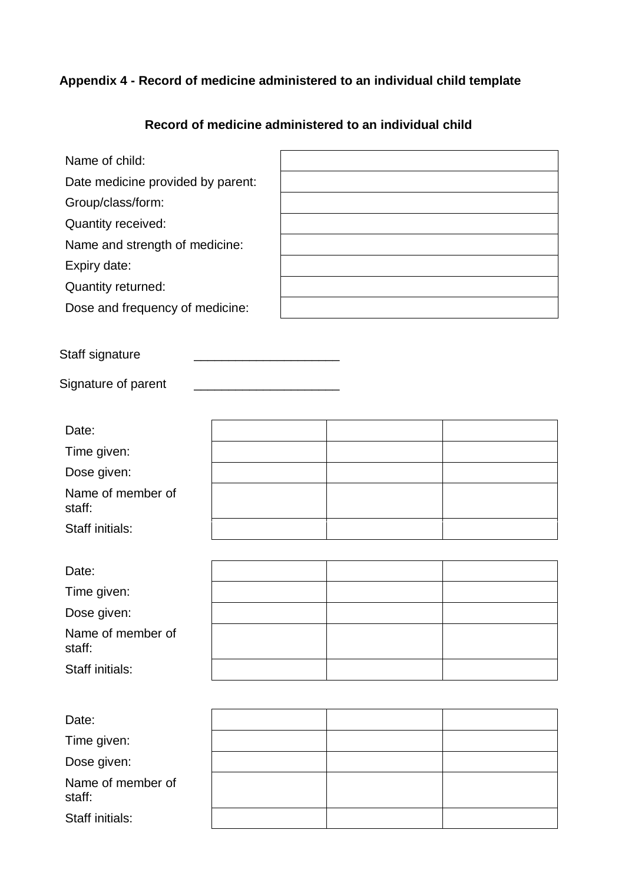**Appendix 4 - Record of medicine administered to an individual child template**

**Record of medicine administered to an individual child**

| | |
|---|---|
| Name of child: | |
| Date medicine provided by parent: | |
| Group/class/form: | |
| Quantity received: | |
| Name and strength of medicine: | |
| Expiry date: | |
| Quantity returned: | |
| Dose and frequency of medicine: | |

Staff signature ____________________

Signature of parent ____________________

| | | | |
|---|---|---|---|
| Date: | | | |
| Time given: | | | |
| Dose given: | | | |
| Name of member of staff: | | | |
| Staff initials: | | | |

| | | | |
|---|---|---|---|
| Date: | | | |
| Time given: | | | |
| Dose given: | | | |
| Name of member of staff: | | | |
| Staff initials: | | | |

| | | | |
|---|---|---|---|
| Date: | | | |
| Time given: | | | |
| Dose given: | | | |
| Name of member of staff: | | | |
| Staff initials: | | | |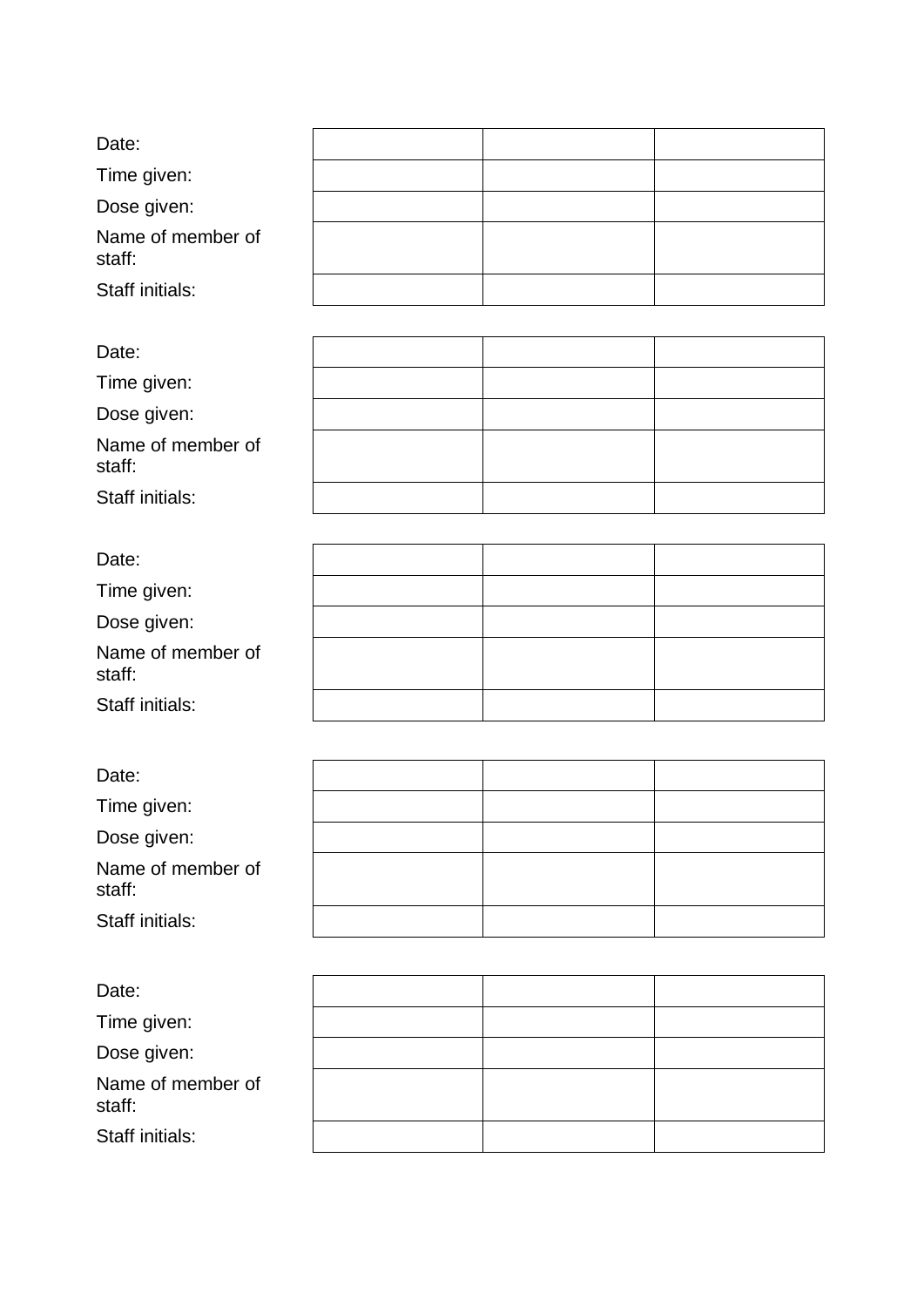| Date: | | | |
|---|---|---|---|
| Time given: | | | |
| Dose given: | | | |
| Name of member of staff: | | | |
| Staff initials: | | | |

| Date: | | | |
|---|---|---|---|
| Time given: | | | |
| Dose given: | | | |
| Name of member of staff: | | | |
| Staff initials: | | | |

| Date: | | | |
|---|---|---|---|
| Time given: | | | |
| Dose given: | | | |
| Name of member of staff: | | | |
| Staff initials: | | | |

| Date: | | | |
|---|---|---|---|
| Time given: | | | |
| Dose given: | | | |
| Name of member of staff: | | | |
| Staff initials: | | | |

| Date: | | | |
|---|---|---|---|
| Time given: | | | |
| Dose given: | | | |
| Name of member of staff: | | | |
| Staff initials: | | | |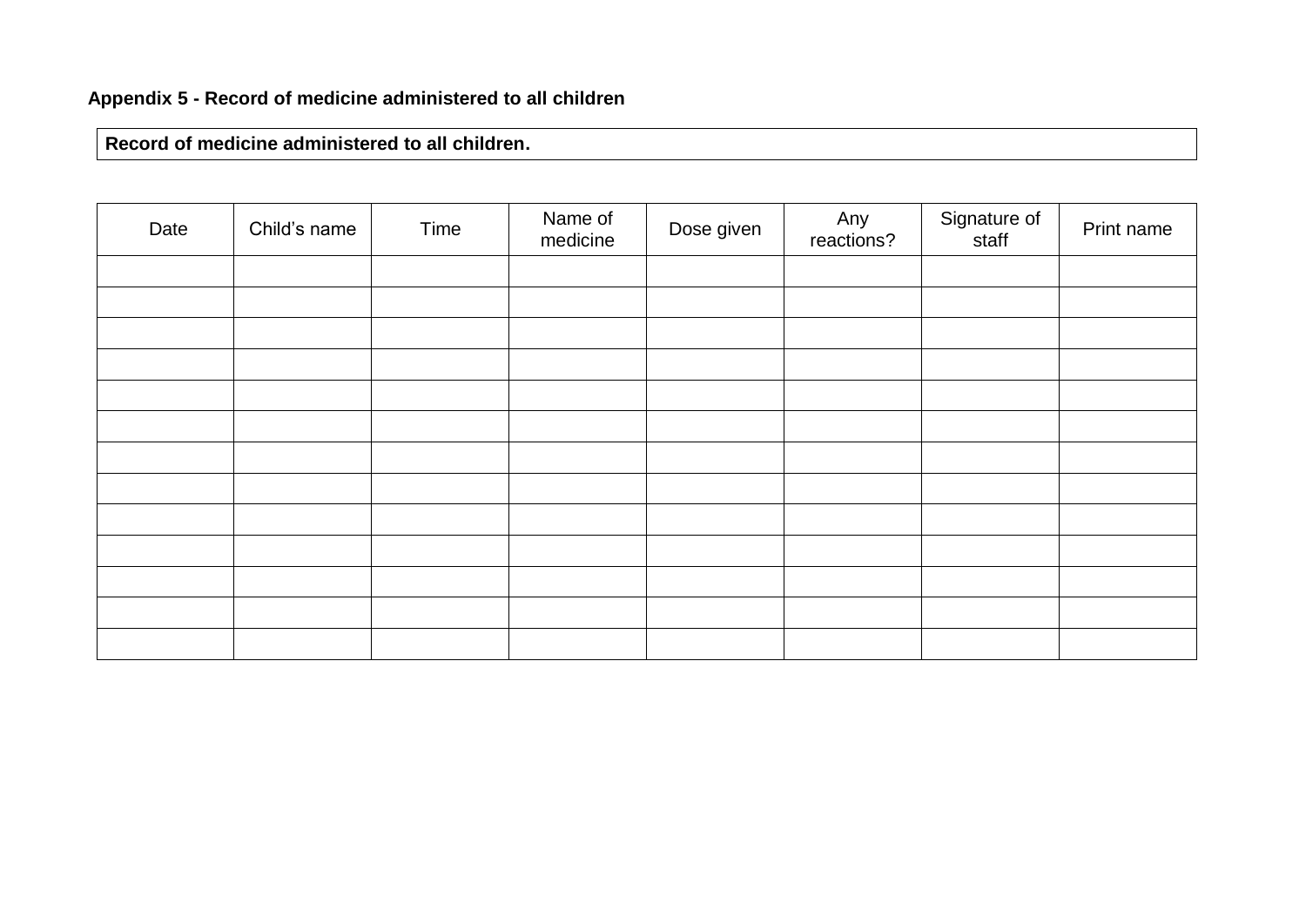**Appendix 5 - Record of medicine administered to all children**

| **Record of medicine administered to all children.** |
|---|

| Date | Child's name | Time | Name of medicine | Dose given | Any reactions? | Signature of staff | Print name |
|---|---|---|---|---|---|---|---|
| | | | | | | | |
| | | | | | | | |
| | | | | | | | |
| | | | | | | | |
| | | | | | | | |
| | | | | | | | |
| | | | | | | | |
| | | | | | | | |
| | | | | | | | |
| | | | | | | | |
| | | | | | | | |
| | | | | | | | |
| | | | | | | | |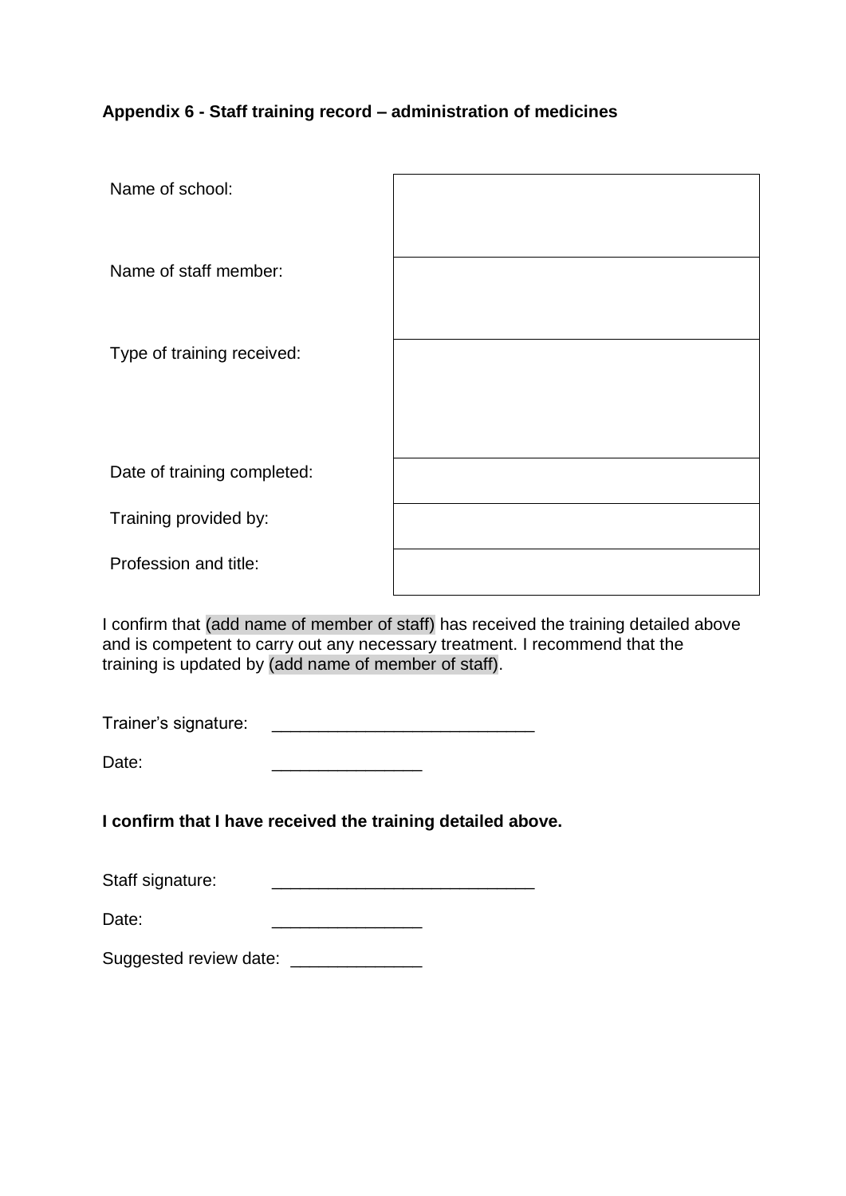**Appendix 6 - Staff training record – administration of medicines**

| | |
|---|---|
| Name of school: | |
| Name of staff member: | |
| Type of training received: | |
| Date of training completed: | |
| Training provided by: | |
| Profession and title: | |

I confirm that (add name of member of staff) has received the training detailed above and is competent to carry out any necessary treatment. I recommend that the training is updated by (add name of member of staff).

Trainer's signature: ____________________________

Date: ________________

**I confirm that I have received the training detailed above.**

Staff signature: ____________________________

Date: ________________

Suggested review date: ______________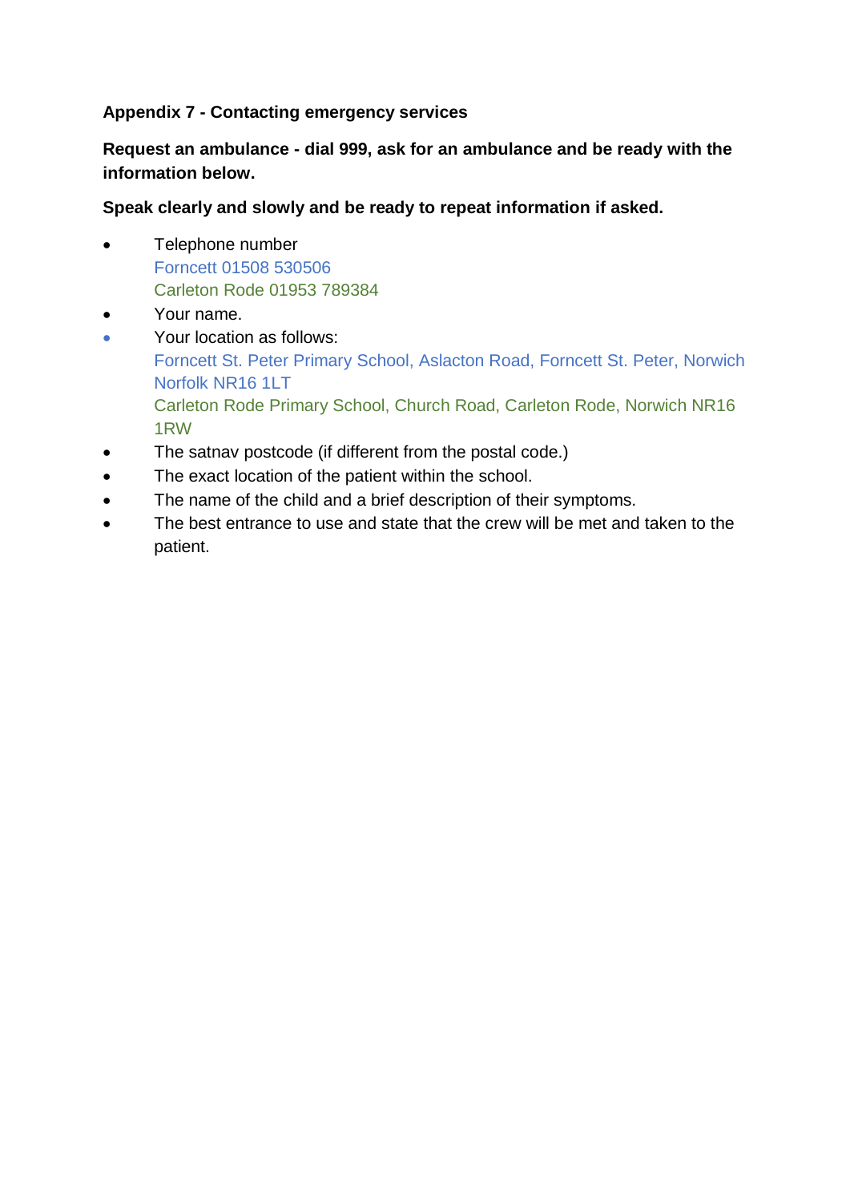**Appendix 7 - Contacting emergency services**

**Request an ambulance - dial 999, ask for an ambulance and be ready with the information below.**

**Speak clearly and slowly and be ready to repeat information if asked.**

- Telephone number
  Forncett 01508 530506
  Carleton Rode 01953 789384
- Your name.
- Your location as follows:
  Forncett St. Peter Primary School, Aslacton Road, Forncett St. Peter, Norwich Norfolk NR16 1LT
  Carleton Rode Primary School, Church Road, Carleton Rode, Norwich NR16 1RW
- The satnav postcode (if different from the postal code.)
- The exact location of the patient within the school.
- The name of the child and a brief description of their symptoms.
- The best entrance to use and state that the crew will be met and taken to the patient.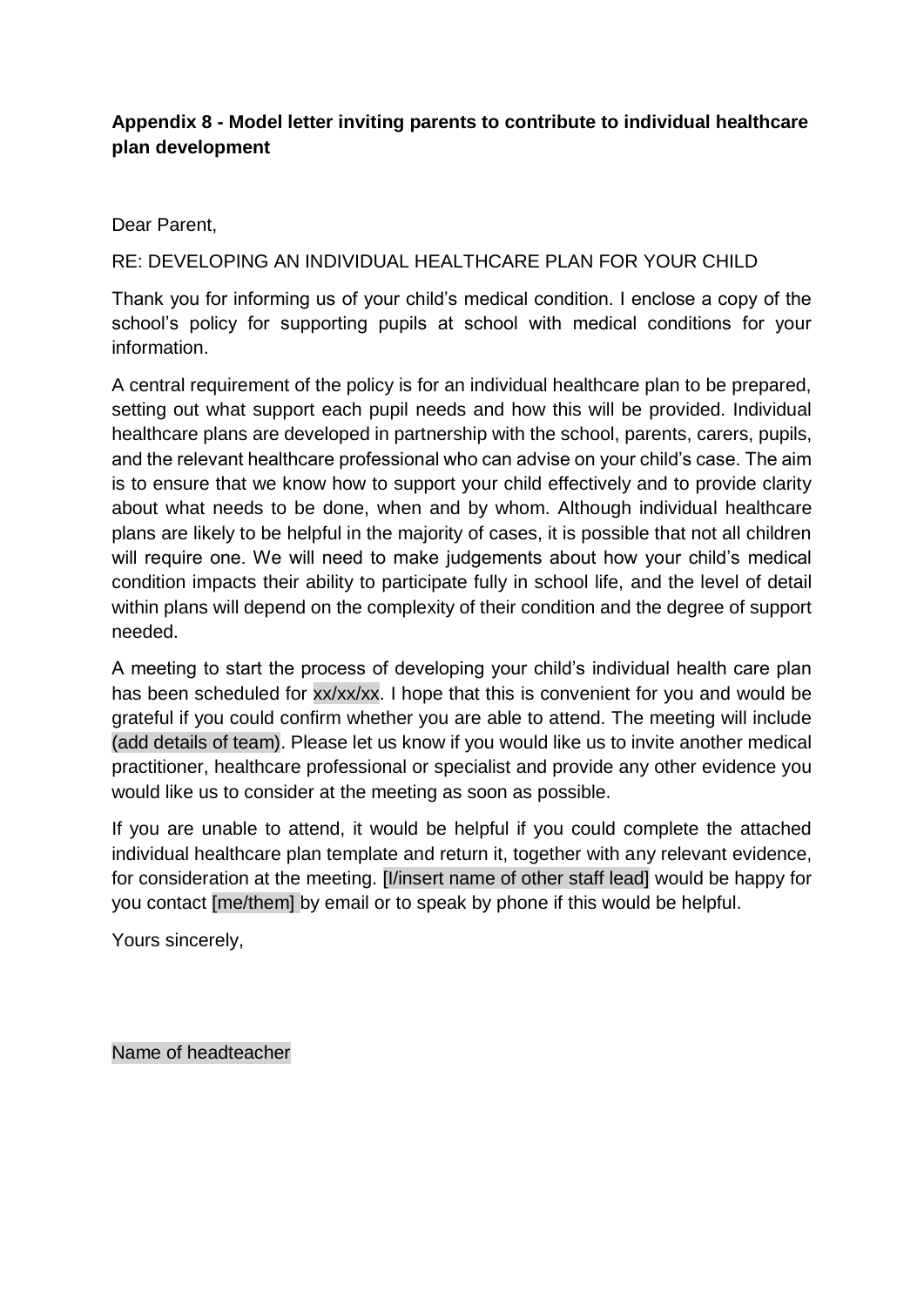**Appendix 8 - Model letter inviting parents to contribute to individual healthcare plan development**

Dear Parent,

RE: DEVELOPING AN INDIVIDUAL HEALTHCARE PLAN FOR YOUR CHILD

Thank you for informing us of your child's medical condition. I enclose a copy of the school's policy for supporting pupils at school with medical conditions for your information.

A central requirement of the policy is for an individual healthcare plan to be prepared, setting out what support each pupil needs and how this will be provided. Individual healthcare plans are developed in partnership with the school, parents, carers, pupils, and the relevant healthcare professional who can advise on your child's case. The aim is to ensure that we know how to support your child effectively and to provide clarity about what needs to be done, when and by whom. Although individual healthcare plans are likely to be helpful in the majority of cases, it is possible that not all children will require one. We will need to make judgements about how your child's medical condition impacts their ability to participate fully in school life, and the level of detail within plans will depend on the complexity of their condition and the degree of support needed.

A meeting to start the process of developing your child's individual health care plan has been scheduled for xx/xx/xx. I hope that this is convenient for you and would be grateful if you could confirm whether you are able to attend. The meeting will include (add details of team). Please let us know if you would like us to invite another medical practitioner, healthcare professional or specialist and provide any other evidence you would like us to consider at the meeting as soon as possible.

If you are unable to attend, it would be helpful if you could complete the attached individual healthcare plan template and return it, together with any relevant evidence, for consideration at the meeting. [I/insert name of other staff lead] would be happy for you contact [me/them] by email or to speak by phone if this would be helpful.

Yours sincerely,

Name of headteacher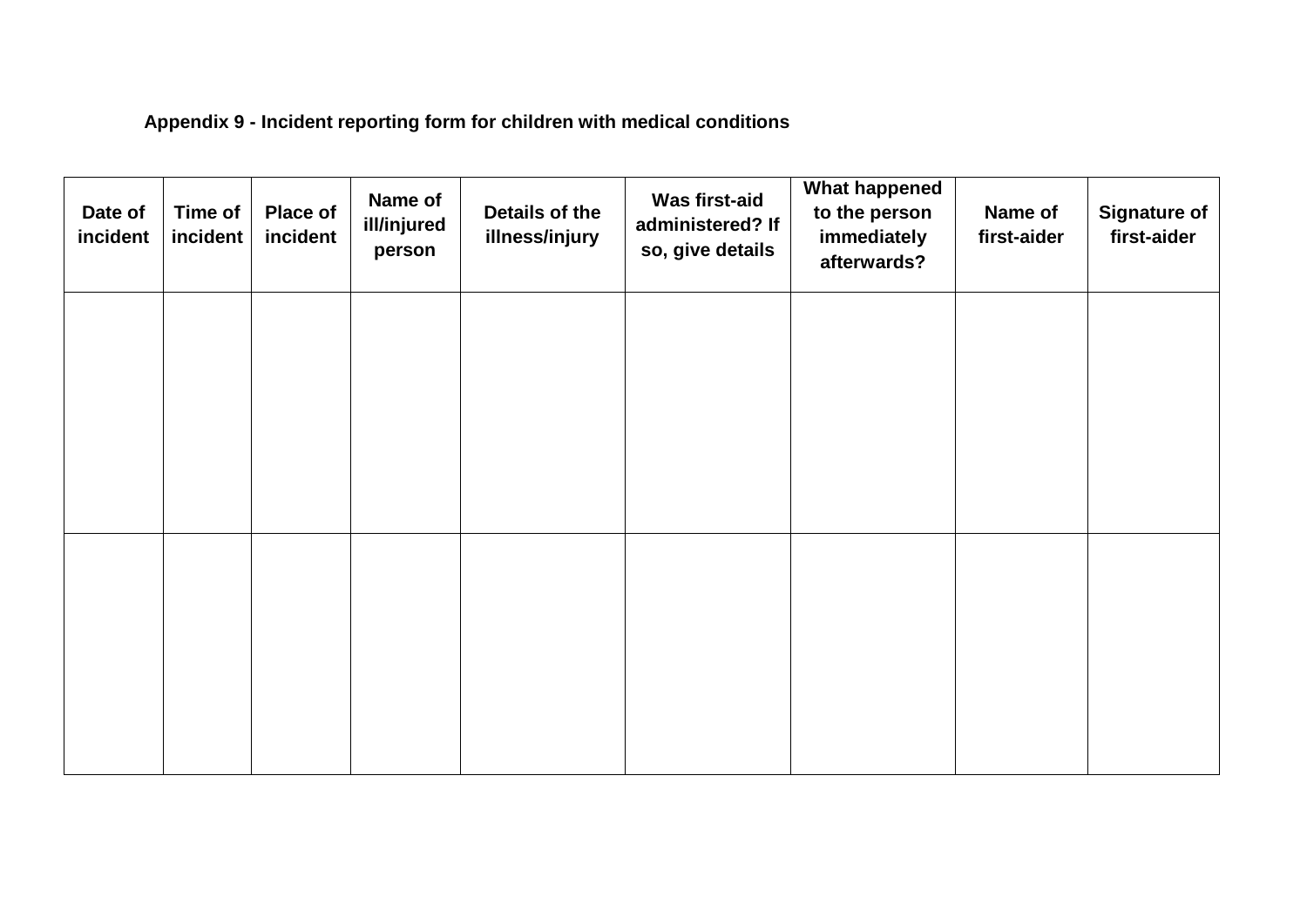**Appendix 9 - Incident reporting form for children with medical conditions**

| Date of incident | Time of incident | Place of incident | Name of ill/injured person | Details of the illness/injury | Was first-aid administered? If so, give details | What happened to the person immediately afterwards? | Name of first-aider | Signature of first-aider |
|---|---|---|---|---|---|---|---|---|
| | | | | | | | | |
| | | | | | | | | |